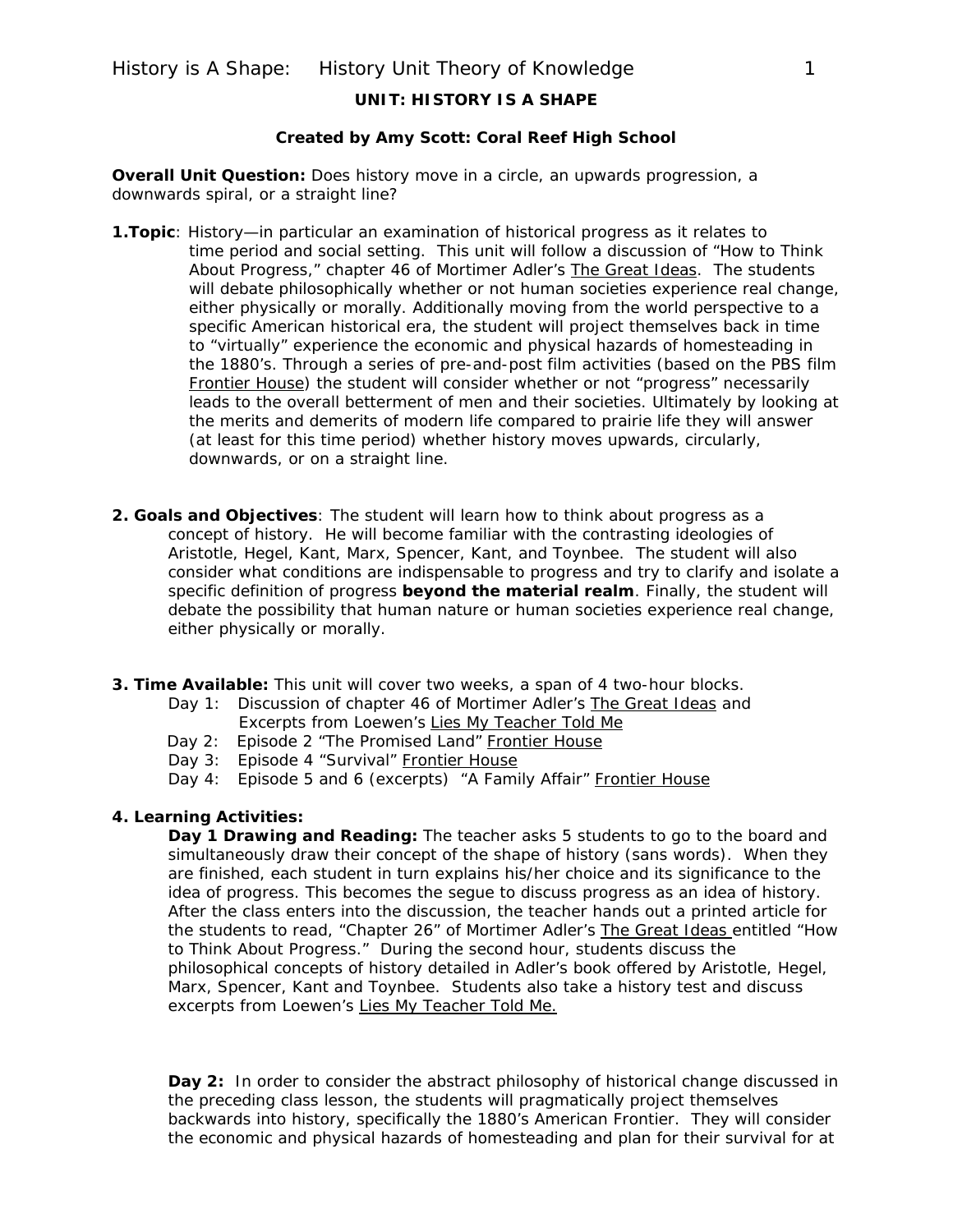**UNIT: HISTORY IS A SHAPE**

**Created by Amy Scott: Coral Reef High School**

**Overall Unit Question:** Does history move in a circle, an upwards progression, a downwards spiral, or a straight line?

**1.Topic**: History—in particular an examination of historical progress as it relates to time period and social setting. This unit will follow a discussion of "How to Think About Progress," chapter 46 of Mortimer Adler's The Great Ideas. The students will debate philosophically whether or not human societies experience real change, either physically or morally. Additionally moving from the world perspective to a specific American historical era, the student will project themselves back in time to "virtually" experience the economic and physical hazards of homesteading in the 1880's. Through a series of pre-and-post film activities (based on the PBS film Frontier House) the student will consider whether or not "progress" necessarily leads to the overall betterment of men and their societies. Ultimately by looking at the merits and demerits of modern life compared to prairie life they will answer (at least for this time period) whether history moves upwards, circularly, downwards, or on a straight line.

**2. Goals and Objectives**: The student will learn how to think about progress as a concept of history. He will become familiar with the contrasting ideologies of Aristotle, Hegel, Kant, Marx, Spencer, Kant, and Toynbee. The student will also consider what conditions are indispensable to progress and try to clarify and isolate a specific definition of progress **beyond the material realm**. Finally, the student will debate the possibility that human nature or human societies experience real change, either physically or morally.

**3. Time Available:** This unit will cover two weeks, a span of 4 two-hour blocks.

- Day 1: Discussion of chapter 46 of Mortimer Adler's The Great Ideas and Excerpts from Loewen's Lies My Teacher Told Me
- Day 2: Episode 2 "The Promised Land" Frontier House
- Day 3: Episode 4 "Survival" Frontier House
- Day 4: Episode 5 and 6 (excerpts) "A Family Affair" Frontier House

**4. Learning Activities:**

**Day 1 Drawing and Reading:** The teacher asks 5 students to go to the board and simultaneously draw their concept of the shape of history (sans words). When they are finished, each student in turn explains his/her choice and its significance to the idea of progress. This becomes the segue to discuss progress as an idea of history. After the class enters into the discussion, the teacher hands out a printed article for the students to read, "Chapter 26" of Mortimer Adler's The Great Ideas entitled "How to Think About Progress." During the second hour, students discuss the philosophical concepts of history detailed in Adler's book offered by Aristotle, Hegel, Marx, Spencer, Kant and Toynbee. Students also take a history test and discuss excerpts from Loewen's Lies My Teacher Told Me.

**Day 2:** In order to consider the abstract philosophy of historical change discussed in the preceding class lesson, the students will pragmatically project themselves backwards into history, specifically the 1880's American Frontier. They will consider the economic and physical hazards of homesteading and plan for their survival for at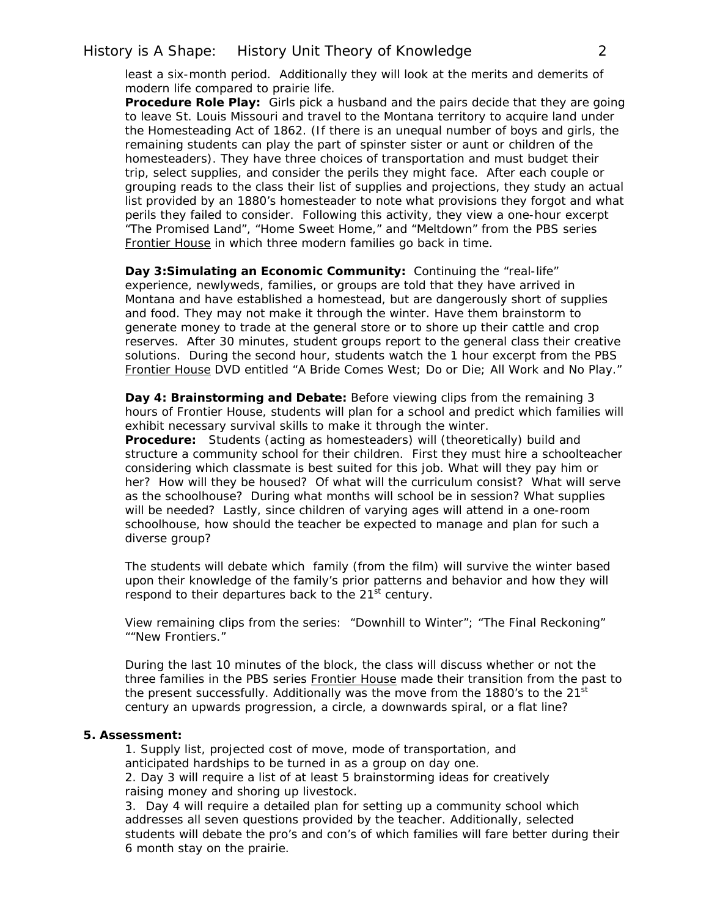least a six-month period. Additionally they will look at the merits and demerits of modern life compared to prairie life.

**Procedure Role Play:** Girls pick a husband and the pairs decide that they are going to leave St. Louis Missouri and travel to the Montana territory to acquire land under the Homesteading Act of 1862. (If there is an unequal number of boys and girls, the remaining students can play the part of spinster sister or aunt or children of the homesteaders). They have three choices of transportation and must budget their trip, select supplies, and consider the perils they might face. After each couple or grouping reads to the class their list of supplies and projections, they study an actual list provided by an 1880's homesteader to note what provisions they forgot and what perils they failed to consider. Following this activity, they view a one-hour excerpt "The Promised Land", "Home Sweet Home," and "Meltdown" from the PBS series Frontier House in which three modern families go back in time.

**Day 3:Simulating an Economic Community:** Continuing the "real-life" experience, newlyweds, families, or groups are told that they have arrived in Montana and have established a homestead, but are dangerously short of supplies and food. They may not make it through the winter. Have them brainstorm to generate money to trade at the general store or to shore up their cattle and crop reserves. After 30 minutes, student groups report to the general class their creative solutions. During the second hour, students watch the 1 hour excerpt from the PBS Frontier House DVD entitled "A Bride Comes West; Do or Die; All Work and No Play."

**Day 4: Brainstorming and Debate:** Before viewing clips from the remaining 3 hours of Frontier House, students will plan for a school and predict which families will exhibit necessary survival skills to make it through the winter.

**Procedure:** Students (acting as homesteaders) will (theoretically) build and structure a community school for their children. First they must hire a schoolteacher considering which classmate is best suited for this job. What will they pay him or her? How will they be housed? Of what will the curriculum consist? What will serve as the schoolhouse? During what months will school be in session? What supplies will be needed? Lastly, since children of varying ages will attend in a one-room schoolhouse, how should the teacher be expected to manage and plan for such a diverse group?

The students will debate which family (from the film) will survive the winter based upon their knowledge of the family's prior patterns and behavior and how they will respond to their departures back to the 21st century.

View remaining clips from the series: "Downhill to Winter"; "The Final Reckoning" ""New Frontiers."

During the last 10 minutes of the block, the class will discuss whether or not the three families in the PBS series Frontier House made their transition from the past to the present successfully. Additionally was the move from the 1880's to the 21st century an upwards progression, a circle, a downwards spiral, or a flat line?

**5. Assessment:**

1. Supply list, projected cost of move, mode of transportation, and anticipated hardships to be turned in as a group on day one.
2. Day 3 will require a list of at least 5 brainstorming ideas for creatively raising money and shoring up livestock.
3. Day 4 will require a detailed plan for setting up a community school which addresses all seven questions provided by the teacher. Additionally, selected students will debate the pro's and con's of which families will fare better during their 6 month stay on the prairie.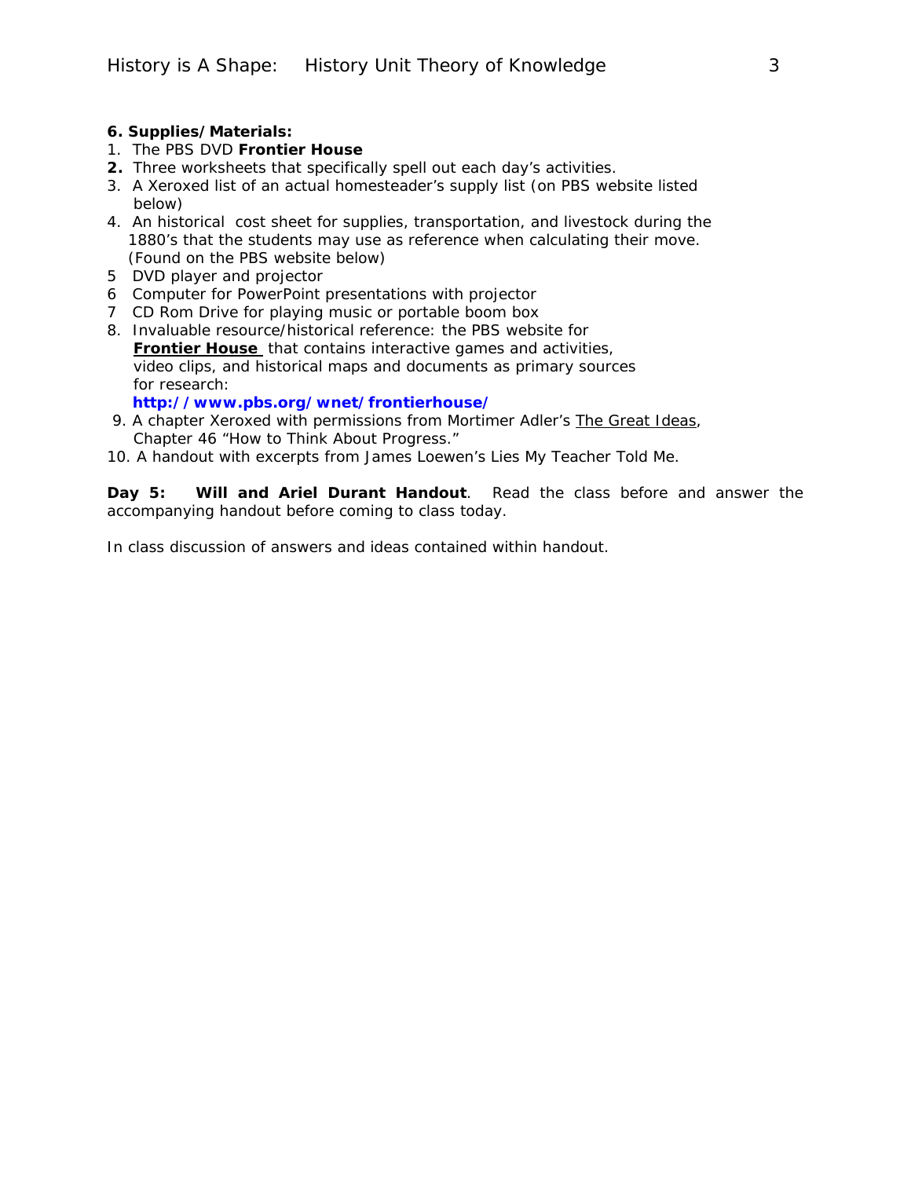**6. Supplies/Materials:**

1. The PBS DVD **Frontier House**
2. Three worksheets that specifically spell out each day's activities.
3. A Xeroxed list of an actual homesteader's supply list (on PBS website listed below)
4. An historical cost sheet for supplies, transportation, and livestock during the 1880's that the students may use as reference when calculating their move. (Found on the PBS website below)
5. DVD player and projector
6. Computer for PowerPoint presentations with projector
7. CD Rom Drive for playing music or portable boom box
8. Invaluable resource/historical reference: the PBS website for **Frontier House** that contains interactive games and activities, video clips, and historical maps and documents as primary sources for research:
   **http://www.pbs.org/wnet/frontierhouse/**
9. A chapter Xeroxed with permissions from Mortimer Adler's The Great Ideas, Chapter 46 "How to Think About Progress."
10. A handout with excerpts from James Loewen's Lies My Teacher Told Me.

**Day 5: Will and Ariel Durant Handout**. Read the class before and answer the accompanying handout before coming to class today.

In class discussion of answers and ideas contained within handout.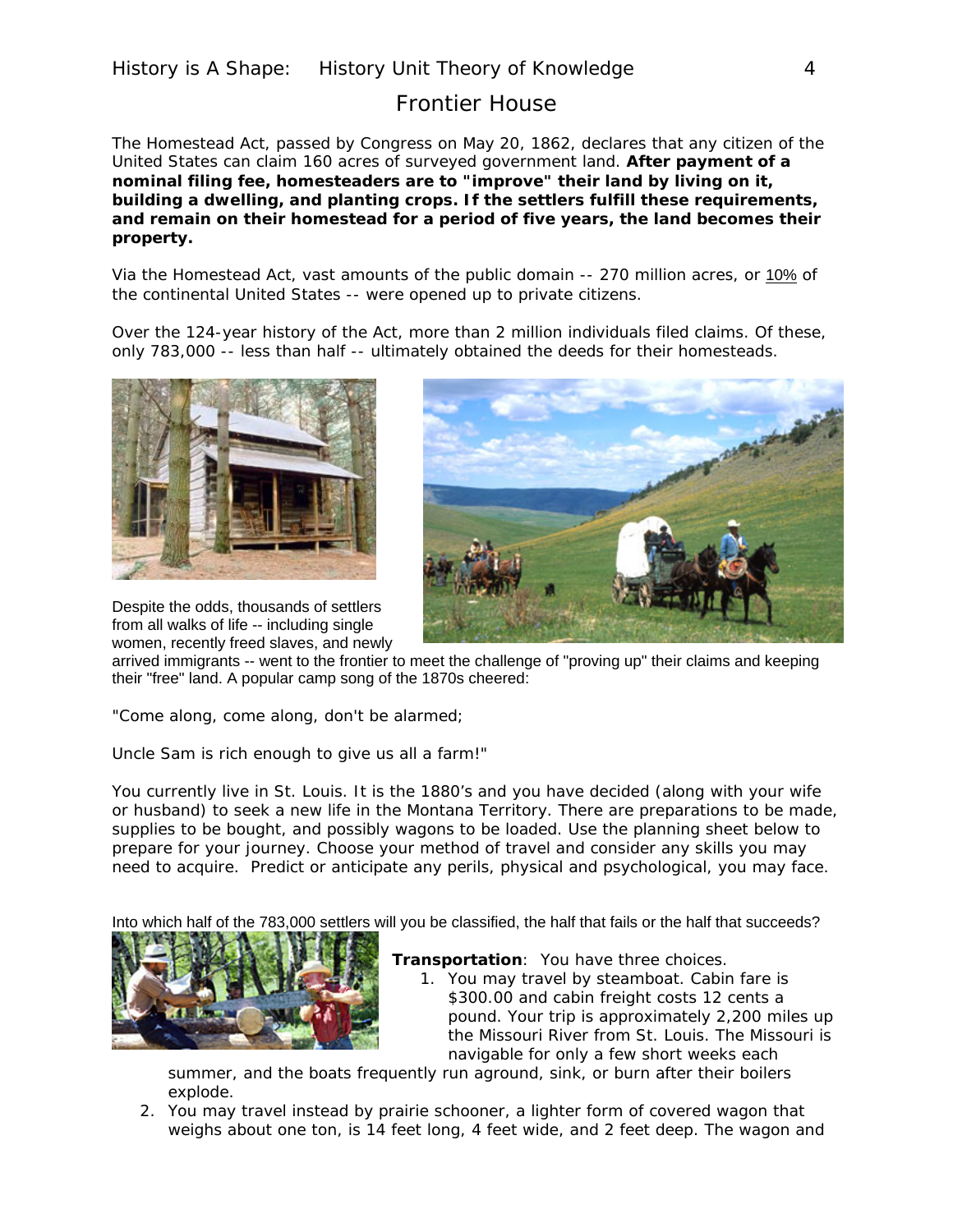## Frontier House

The Homestead Act, passed by Congress on May 20, 1862, declares that any citizen of the United States can claim 160 acres of surveyed government land. **After payment of a nominal filing fee, homesteaders are to "improve" their land by living on it, building a dwelling, and planting crops. If the settlers fulfill these requirements, and remain on their homestead for a period of five years, the land becomes their property.**

Via the Homestead Act, vast amounts of the public domain -- 270 million acres, or 10% of the continental United States -- were opened up to private citizens.

Over the 124-year history of the Act, more than 2 million individuals filed claims. Of these, only 783,000 -- less than half -- ultimately obtained the deeds for their homesteads.

Despite the odds, thousands of settlers from all walks of life -- including single women, recently freed slaves, and newly arrived immigrants -- went to the frontier to meet the challenge of "proving up" their claims and keeping their "free" land. A popular camp song of the 1870s cheered:

"Come along, come along, don't be alarmed;

Uncle Sam is rich enough to give us all a farm!"

You currently live in St. Louis. It is the 1880's and you have decided (along with your wife or husband) to seek a new life in the Montana Territory. There are preparations to be made, supplies to be bought, and possibly wagons to be loaded. Use the planning sheet below to prepare for your journey. Choose your method of travel and consider any skills you may need to acquire. Predict or anticipate any perils, physical and psychological, you may face.

Into which half of the 783,000 settlers will you be classified, the half that fails or the half that succeeds?

**Transportation**: You have three choices.

1. You may travel by steamboat. Cabin fare is $300.00 and cabin freight costs 12 cents a pound. Your trip is approximately 2,200 miles up the Missouri River from St. Louis. The Missouri is navigable for only a few short weeks each summer, and the boats frequently run aground, sink, or burn after their boilers explode.
2. You may travel instead by prairie schooner, a lighter form of covered wagon that weighs about one ton, is 14 feet long, 4 feet wide, and 2 feet deep. The wagon and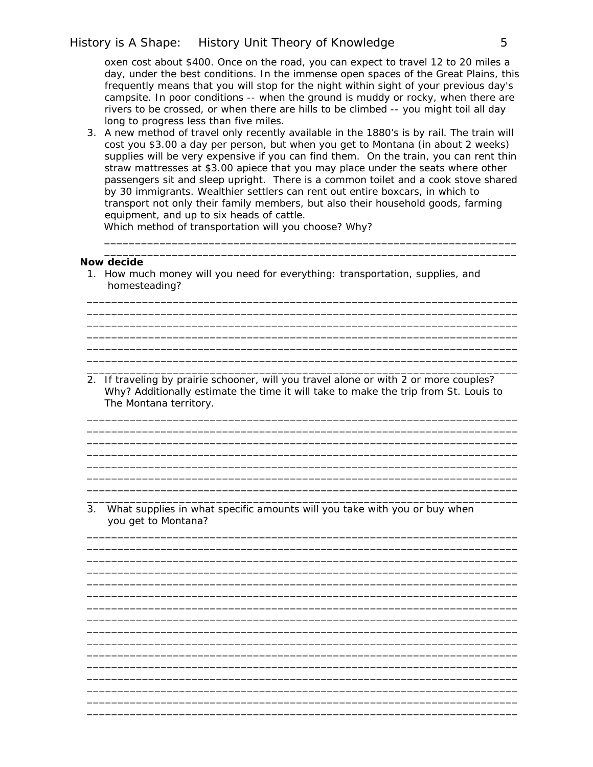oxen cost about $400. Once on the road, you can expect to travel 12 to 20 miles a day, under the best conditions. In the immense open spaces of the Great Plains, this frequently means that you will stop for the night within sight of your previous day's campsite. In poor conditions -- when the ground is muddy or rocky, when there are rivers to be crossed, or when there are hills to be climbed -- you might toil all day long to progress less than five miles.

3. A new method of travel only recently available in the 1880's is by rail. The train will cost you $3.00 a day per person, but when you get to Montana (in about 2 weeks) supplies will be very expensive if you can find them. On the train, you can rent thin straw mattresses at $3.00 apiece that you may place under the seats where other passengers sit and sleep upright. There is a common toilet and a cook stove shared by 30 immigrants. Wealthier settlers can rent out entire boxcars, in which to transport not only their family members, but also their household goods, farming equipment, and up to six heads of cattle.

   Which method of transportation will you choose? Why?

   ______________________________________________________________________

   ______________________________________________________________________

**Now decide**

1. How much money will you need for everything: transportation, supplies, and homesteading?

______________________________________________________________________

______________________________________________________________________

______________________________________________________________________

______________________________________________________________________

______________________________________________________________________

______________________________________________________________________

______________________________________________________________________

2. If traveling by prairie schooner, will you travel alone or with 2 or more couples? Why? Additionally estimate the time it will take to make the trip from St. Louis to The Montana territory.

______________________________________________________________________

______________________________________________________________________

______________________________________________________________________

______________________________________________________________________

______________________________________________________________________

______________________________________________________________________

______________________________________________________________________

______________________________________________________________________

3. What supplies in what specific amounts will you take with you or buy when you get to Montana?

______________________________________________________________________

______________________________________________________________________

______________________________________________________________________

______________________________________________________________________

______________________________________________________________________

______________________________________________________________________

______________________________________________________________________

______________________________________________________________________

______________________________________________________________________

______________________________________________________________________

______________________________________________________________________

______________________________________________________________________

______________________________________________________________________

______________________________________________________________________

______________________________________________________________________

______________________________________________________________________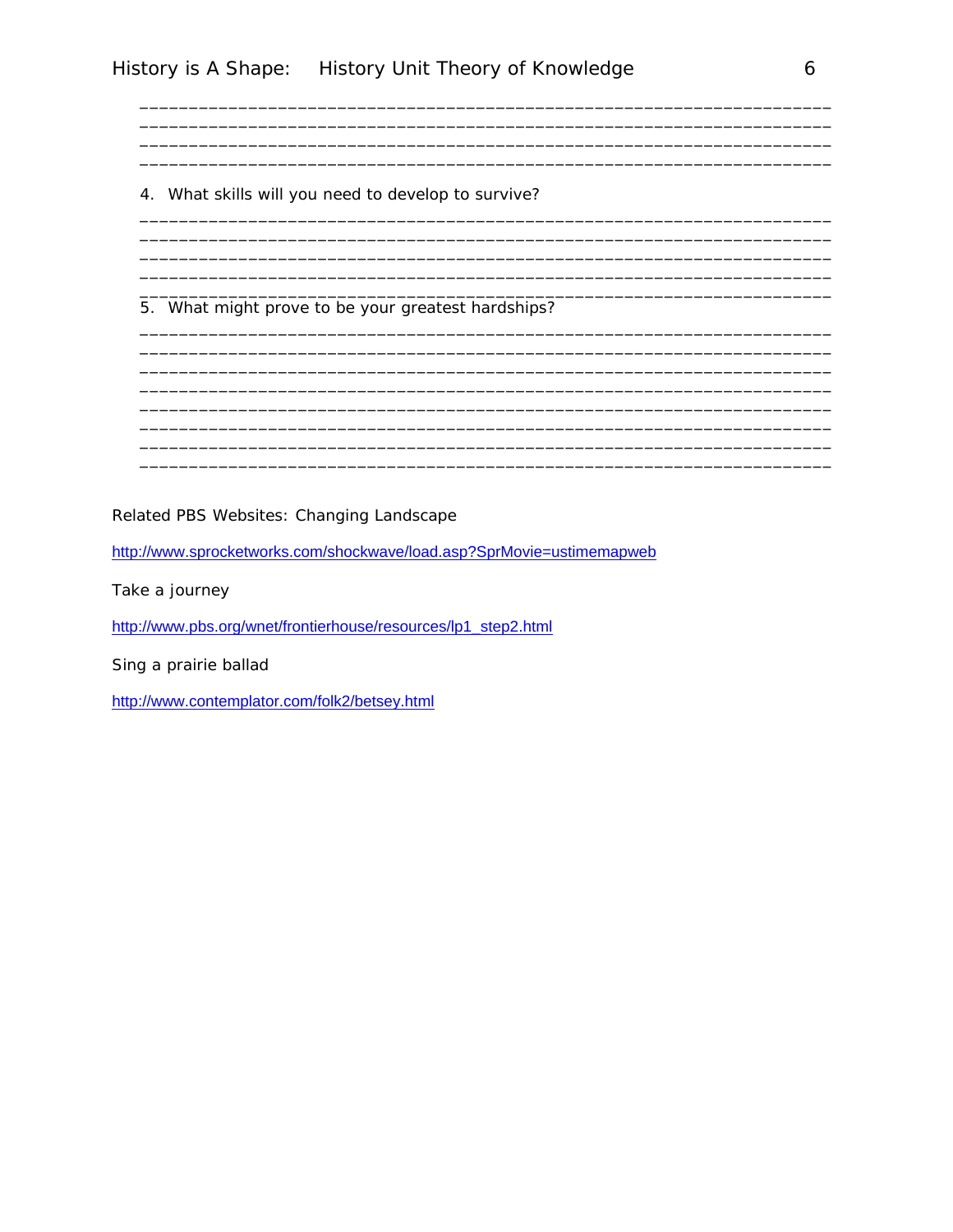_______________________________________________________________________
_______________________________________________________________________
_______________________________________________________________________
_______________________________________________________________________

4. What skills will you need to develop to survive?

_______________________________________________________________________
_______________________________________________________________________
_______________________________________________________________________
_______________________________________________________________________
_______________________________________________________________________

5. What might prove to be your greatest hardships?

_______________________________________________________________________
_______________________________________________________________________
_______________________________________________________________________
_______________________________________________________________________
_______________________________________________________________________
_______________________________________________________________________
_______________________________________________________________________
_______________________________________________________________________

Related PBS Websites: Changing Landscape

http://www.sprocketworks.com/shockwave/load.asp?SprMovie=ustimemapweb

Take a journey

http://www.pbs.org/wnet/frontierhouse/resources/lp1_step2.html

Sing a prairie ballad

http://www.contemplator.com/folk2/betsey.html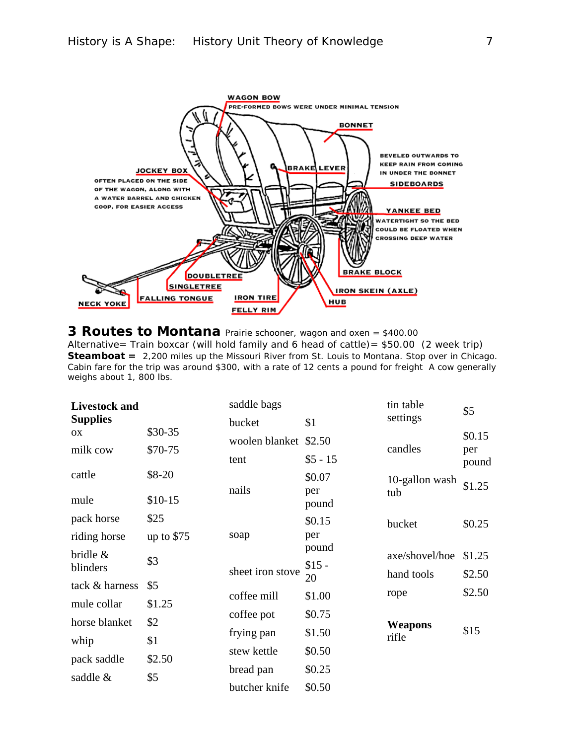## 3 Routes to Montana

Prairie schooner, wagon and oxen = $400.00

Alternative= Train boxcar (will hold family and 6 head of cattle)= $50.00 (2 week trip)

**Steamboat =** 2,200 miles up the Missouri River from St. Louis to Montana. Stop over in Chicago. Cabin fare for the trip was around $300, with a rate of 12 cents a pound for freight A cow generally weighs about 1, 800 lbs.

| **Livestock and Supplies** | |
|---|---|
| ox | $30-35 |
| milk cow | $70-75 |
| cattle | $8-20 |
| mule | $10-15 |
| pack horse | $25 |
| riding horse | up to $75 |
| bridle & blinders | $3 |
| tack & harness | $5 |
| mule collar | $1.25 |
| horse blanket | $2 |
| whip | $1 |
| pack saddle | $2.50 |
| saddle & saddle bags | $5 |
| bucket | $1 |
| woolen blanket | $2.50 |
| tent | $5 - 15 |
| nails | $0.07 per pound |
| soap | $0.15 per pound |
| sheet iron stove | $15 - 20 |
| coffee mill | $1.00 |
| coffee pot | $0.75 |
| frying pan | $1.50 |
| stew kettle | $0.50 |
| bread pan | $0.25 |
| butcher knife | $0.50 |
| tin table settings | $5 |
| candles | $0.15 per pound |
| 10-gallon wash tub | $1.25 |
| bucket | $0.25 |
| axe/shovel/hoe | $1.25 |
| hand tools | $2.50 |
| rope | $2.50 |
| **Weapons** rifle | $15 |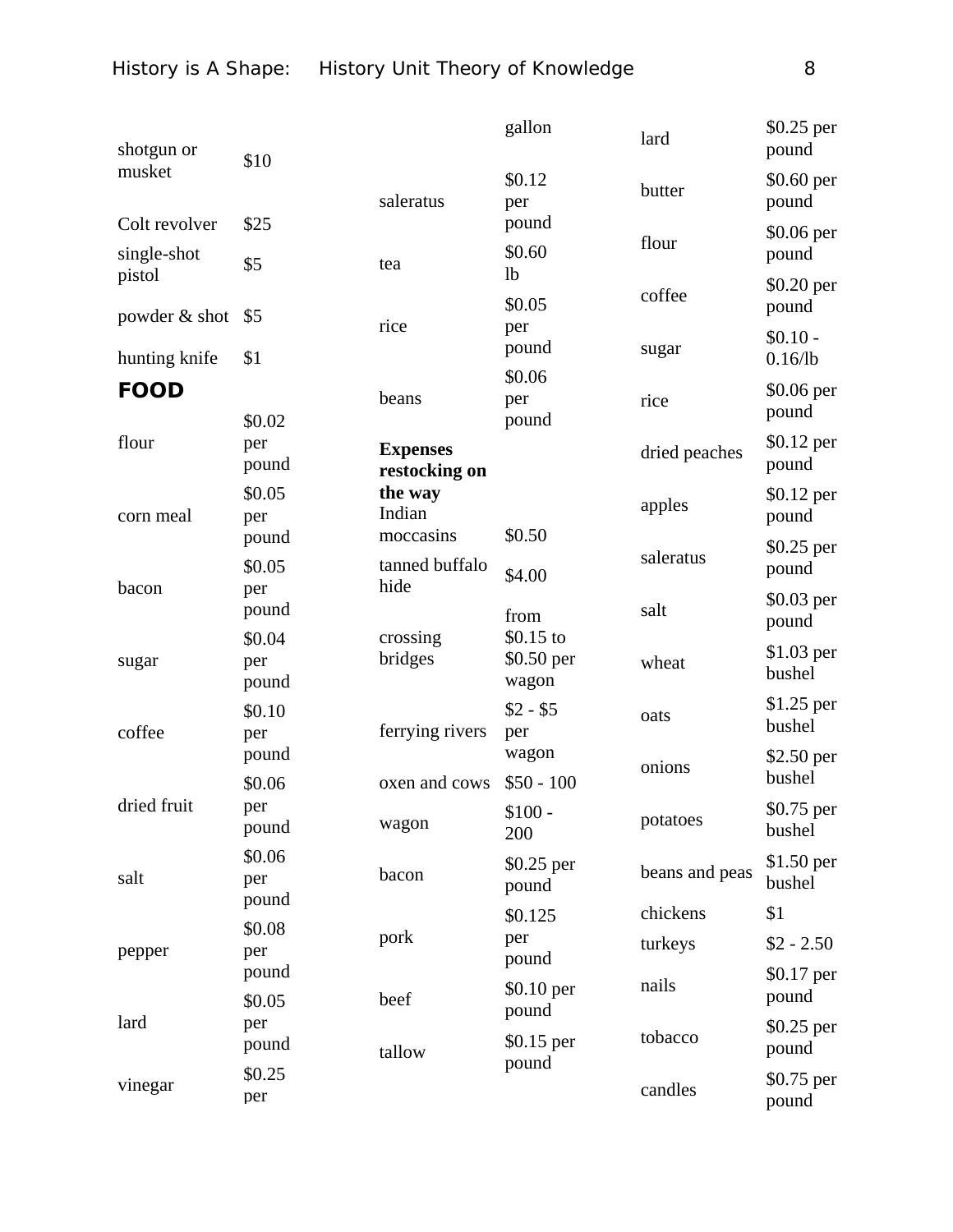| | |
|---|---|
| shotgun or musket | $10 |
| Colt revolver | $25 |
| single-shot pistol | $5 |
| powder & shot | $5 |
| hunting knife | $1 |

**FOOD**

| | |
|---|---|
| flour | $0.02 per pound |
| corn meal | $0.05 per pound |
| bacon | $0.05 per pound |
| sugar | $0.04 per pound |
| coffee | $0.10 per pound |
| dried fruit | $0.06 per pound |
| salt | $0.06 per pound |
| pepper | $0.08 per pound |
| lard | $0.05 per pound |
| vinegar | $0.25 per gallon |
| saleratus | $0.12 per pound |
| tea | $0.60 lb |
| rice | $0.05 per pound |
| beans | $0.06 per pound |

| **Expenses restocking on the way** | |
|---|---|
| Indian moccasins | $0.50 |
| tanned buffalo hide | $4.00 |
| crossing bridges | from $0.15 to $0.50 per wagon |
| ferrying rivers | $2 - $5 per wagon |
| oxen and cows | $50 - 100 |
| wagon | $100 - 200 |
| bacon | $0.25 per pound |
| pork | $0.125 per pound |
| beef | $0.10 per pound |
| tallow | $0.15 per pound |
| lard | $0.25 per pound |
| butter | $0.60 per pound |
| flour | $0.06 per pound |
| coffee | $0.20 per pound |
| sugar | $0.10 - 0.16/lb |
| rice | $0.06 per pound |
| dried peaches | $0.12 per pound |
| apples | $0.12 per pound |
| saleratus | $0.25 per pound |
| salt | $0.03 per pound |
| wheat | $1.03 per bushel |
| oats | $1.25 per bushel |
| onions | $2.50 per bushel |
| potatoes | $0.75 per bushel |
| beans and peas | $1.50 per bushel |
| chickens | $1 |
| turkeys | $2 - 2.50 |
| nails | $0.17 per pound |
| tobacco | $0.25 per pound |
| candles | $0.75 per pound |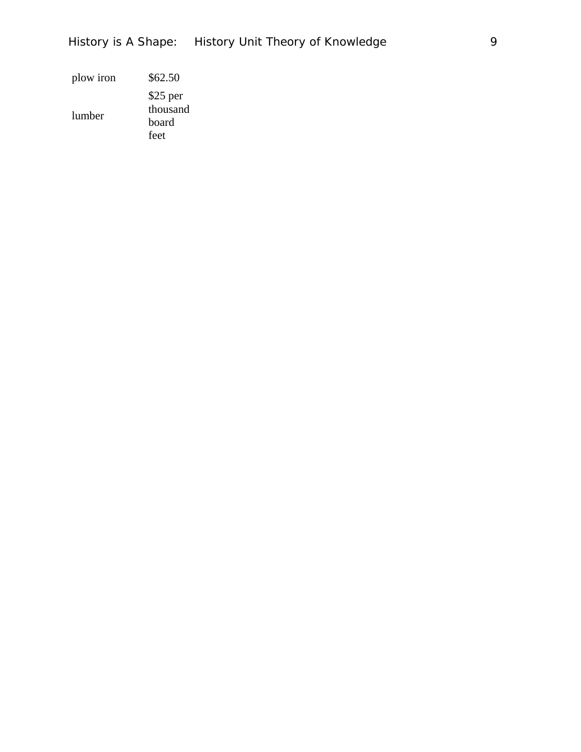| | |
|---|---|
| plow iron | $62.50 |
| lumber | $25 per thousand board feet |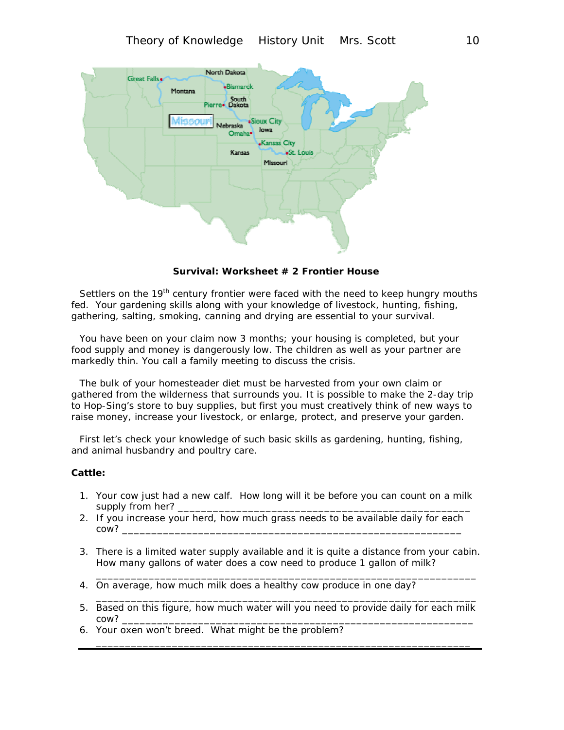**Survival: Worksheet # 2 Frontier House**

Settlers on the 19th century frontier were faced with the need to keep hungry mouths fed. Your gardening skills along with your knowledge of livestock, hunting, fishing, gathering, salting, smoking, canning and drying are essential to your survival.

You have been on your claim now 3 months; your housing is completed, but your food supply and money is dangerously low. The children as well as your partner are markedly thin. You call a family meeting to discuss the crisis.

The bulk of your homesteader diet must be harvested from your own claim or gathered from the wilderness that surrounds you. It is possible to make the 2-day trip to Hop-Sing's store to buy supplies, but first you must creatively think of new ways to raise money, increase your livestock, or enlarge, protect, and preserve your garden.

First let's check your knowledge of such basic skills as gardening, hunting, fishing, and animal husbandry and poultry care.

**Cattle:**

1. Your cow just had a new calf. How long will it be before you can count on a milk supply from her? ___________________________________________________
2. If you increase your herd, how much grass needs to be available daily for each cow? ___________________________________________________________
3. There is a limited water supply available and it is quite a distance from your cabin. How many gallons of water does a cow need to produce 1 gallon of milk? _______________________________________________________________
4. On average, how much milk does a healthy cow produce in one day? _______________________________________________________________
5. Based on this figure, how much water will you need to provide daily for each milk cow? ______________________________________________________________
6. Your oxen won't breed. What might be the problem? _______________________________________________________________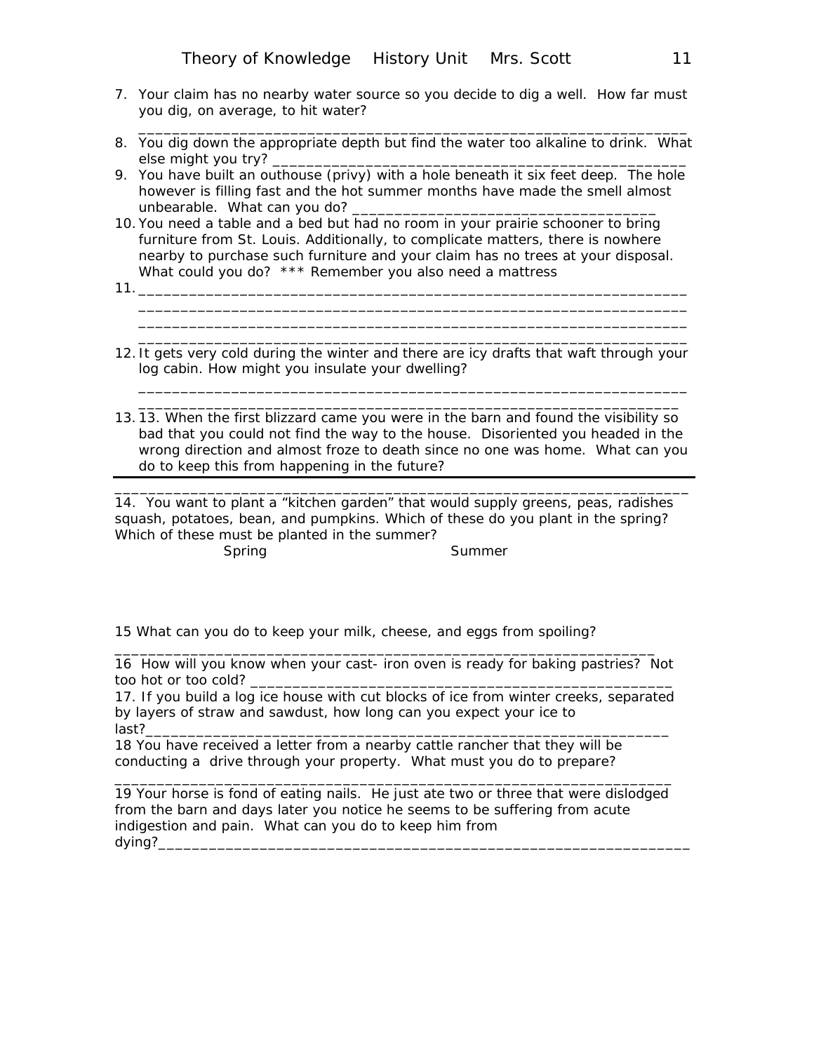7. Your claim has no nearby water source so you decide to dig a well. How far must you dig, on average, to hit water?

   ___________________________________________________________________

8. You dig down the appropriate depth but find the water too alkaline to drink. What else might you try? ___________________________________________________

9. You have built an outhouse (privy) with a hole beneath it six feet deep. The hole however is filling fast and the hot summer months have made the smell almost unbearable. What can you do? ____________________________________

10. You need a table and a bed but had no room in your prairie schooner to bring furniture from St. Louis. Additionally, to complicate matters, there is nowhere nearby to purchase such furniture and your claim has no trees at your disposal. What could you do? *** Remember you also need a mattress

11. ___________________________________________________________________
   ___________________________________________________________________
   ___________________________________________________________________
   ___________________________________________________________________

12. It gets very cold during the winter and there are icy drafts that waft through your log cabin. How might you insulate your dwelling?

   ___________________________________________________________________
   ___________________________________________________________________

13. 13. When the first blizzard came you were in the barn and found the visibility so bad that you could not find the way to the house. Disoriented you headed in the wrong direction and almost froze to death since no one was home. What can you do to keep this from happening in the future?

_____________________________________________________________________

14. You want to plant a "kitchen garden" that would supply greens, peas, radishes squash, potatoes, bean, and pumpkins. Which of these do you plant in the spring? Which of these must be planted in the summer?

Spring Summer

15 What can you do to keep your milk, cheese, and eggs from spoiling?

_________________________________________________________________

16 How will you know when your cast- iron oven is ready for baking pastries? Not too hot or too cold? ____________________________________________________

17. If you build a log ice house with cut blocks of ice from winter creeks, separated by layers of straw and sawdust, how long can you expect your ice to last?______________________________________________________________

18 You have received a letter from a nearby cattle rancher that they will be conducting a drive through your property. What must you do to prepare?

____________________________________________________________________

19 Your horse is fond of eating nails. He just ate two or three that were dislodged from the barn and days later you notice he seems to be suffering from acute indigestion and pain. What can you do to keep him from dying?_________________________________________________________________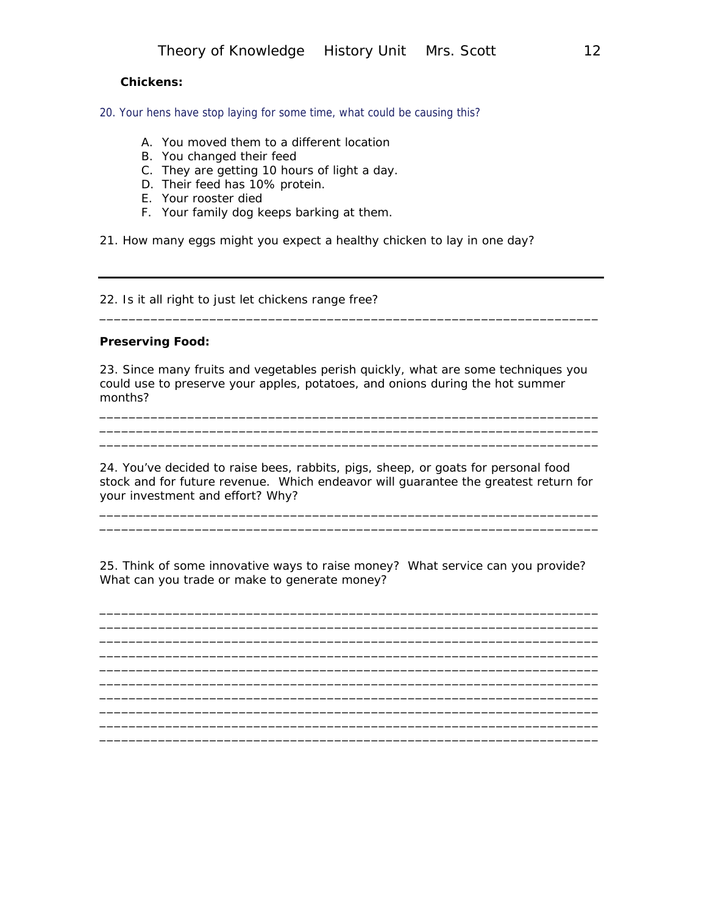**Chickens:**

20. Your hens have stop laying for some time, what could be causing this?

A. You moved them to a different location
B. You changed their feed
C. They are getting 10 hours of light a day.
D. Their feed has 10% protein.
E. Your rooster died
F. Your family dog keeps barking at them.

21. How many eggs might you expect a healthy chicken to lay in one day?

---

22. Is it all right to just let chickens range free?

_____________________________________________________________________

**Preserving Food:**

23. Since many fruits and vegetables perish quickly, what are some techniques you could use to preserve your apples, potatoes, and onions during the hot summer months?

_____________________________________________________________________
_____________________________________________________________________
_____________________________________________________________________

24. You've decided to raise bees, rabbits, pigs, sheep, or goats for personal food stock and for future revenue. Which endeavor will guarantee the greatest return for your investment and effort? Why?

_____________________________________________________________________
_____________________________________________________________________

25. Think of some innovative ways to raise money? What service can you provide? What can you trade or make to generate money?

_____________________________________________________________________
_____________________________________________________________________
_____________________________________________________________________
_____________________________________________________________________
_____________________________________________________________________
_____________________________________________________________________
_____________________________________________________________________
_____________________________________________________________________
_____________________________________________________________________
_____________________________________________________________________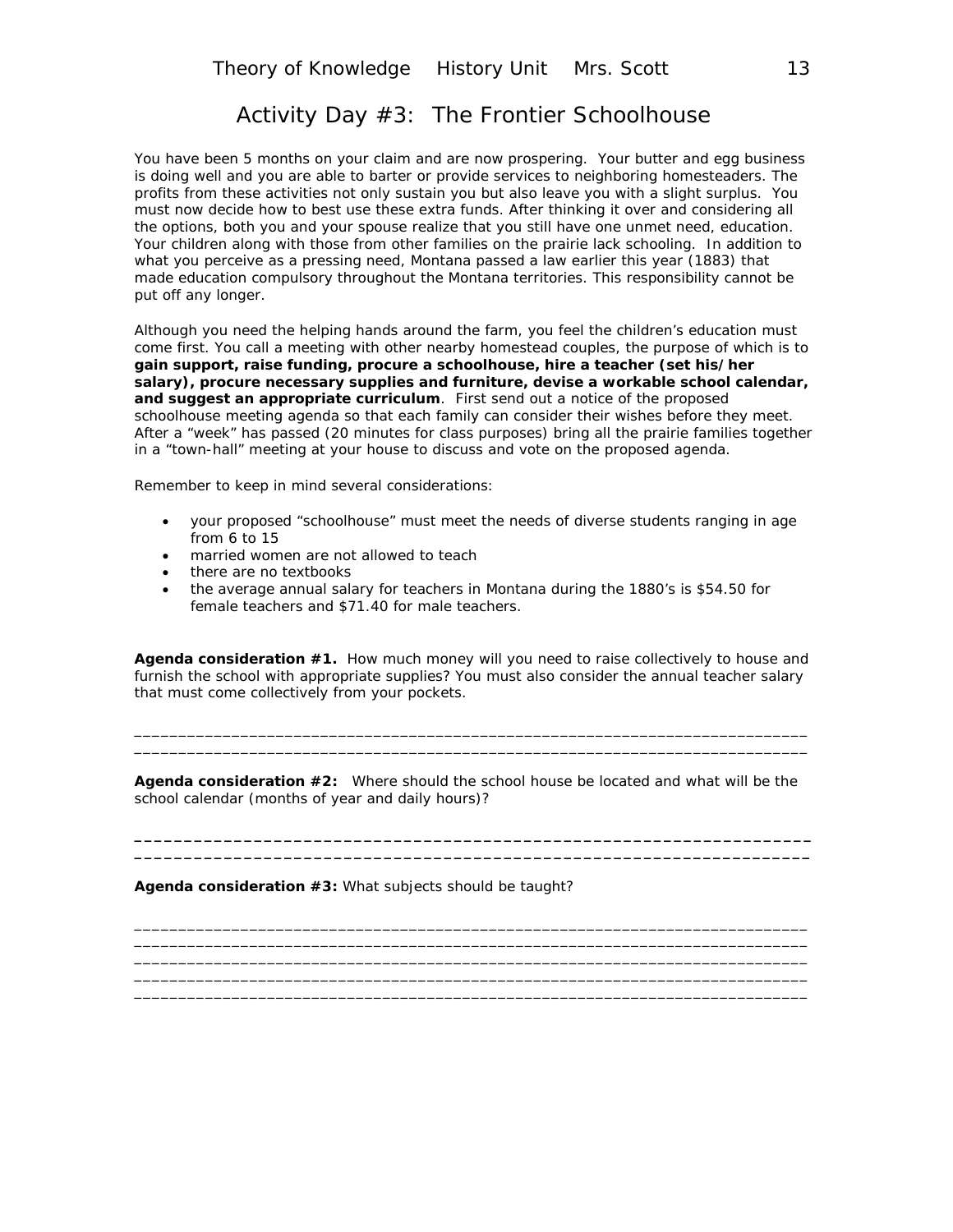# Activity Day #3: The Frontier Schoolhouse

You have been 5 months on your claim and are now prospering. Your butter and egg business is doing well and you are able to barter or provide services to neighboring homesteaders. The profits from these activities not only sustain you but also leave you with a slight surplus. You must now decide how to best use these extra funds. After thinking it over and considering all the options, both you and your spouse realize that you still have one unmet need, education. Your children along with those from other families on the prairie lack schooling. In addition to what you perceive as a pressing need, Montana passed a law earlier this year (1883) that made education compulsory throughout the Montana territories. This responsibility cannot be put off any longer.

Although you need the helping hands around the farm, you feel the children's education must come first. You call a meeting with other nearby homestead couples, the purpose of which is to **gain support, raise funding, procure a schoolhouse, hire a teacher (set his/her salary), procure necessary supplies and furniture, devise a workable school calendar, and suggest an appropriate curriculum**. First send out a notice of the proposed schoolhouse meeting agenda so that each family can consider their wishes before they meet. After a "week" has passed (20 minutes for class purposes) bring all the prairie families together in a "town-hall" meeting at your house to discuss and vote on the proposed agenda.

Remember to keep in mind several considerations:

- your proposed "schoolhouse" must meet the needs of diverse students ranging in age from 6 to 15
- married women are not allowed to teach
- there are no textbooks
- the average annual salary for teachers in Montana during the 1880's is $54.50 for female teachers and $71.40 for male teachers.

**Agenda consideration #1.** How much money will you need to raise collectively to house and furnish the school with appropriate supplies? You must also consider the annual teacher salary that must come collectively from your pockets.

_____________________________________________________________________________
_____________________________________________________________________________

**Agenda consideration #2:** Where should the school house be located and what will be the school calendar (months of year and daily hours)?

_____________________________________________________________________________
_____________________________________________________________________________

**Agenda consideration #3:** What subjects should be taught?

_____________________________________________________________________________
_____________________________________________________________________________
_____________________________________________________________________________
_____________________________________________________________________________
_____________________________________________________________________________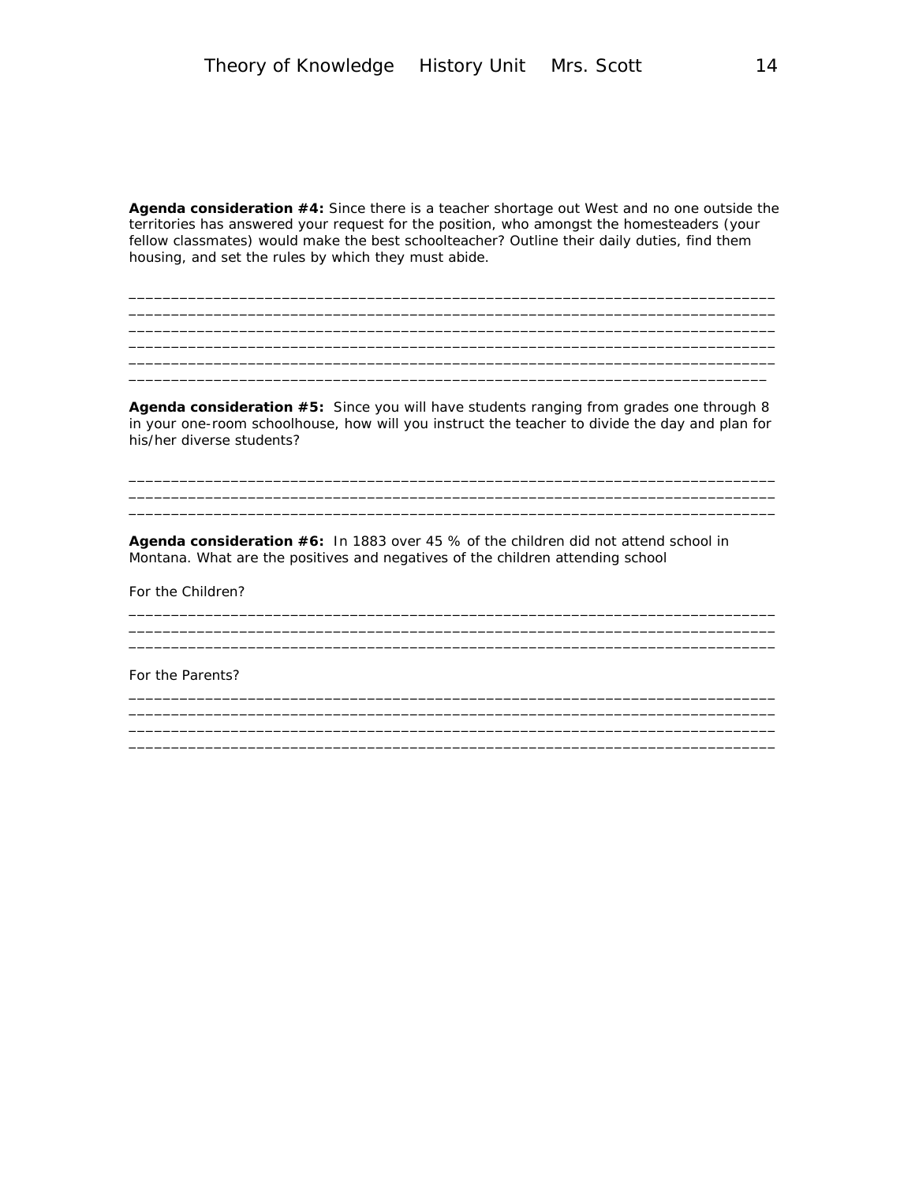**Agenda consideration #4:** Since there is a teacher shortage out West and no one outside the territories has answered your request for the position, who amongst the homesteaders (your fellow classmates) would make the best schoolteacher? Outline their daily duties, find them housing, and set the rules by which they must abide.

\_\_\_\_\_\_\_\_\_\_\_\_\_\_\_\_\_\_\_\_\_\_\_\_\_\_\_\_\_\_\_\_\_\_\_\_\_\_\_\_\_\_\_\_\_\_\_\_\_\_\_\_\_\_\_\_\_\_\_\_\_\_\_\_\_\_\_\_\_\_\_\_\_\_\_\_\_\_
\_\_\_\_\_\_\_\_\_\_\_\_\_\_\_\_\_\_\_\_\_\_\_\_\_\_\_\_\_\_\_\_\_\_\_\_\_\_\_\_\_\_\_\_\_\_\_\_\_\_\_\_\_\_\_\_\_\_\_\_\_\_\_\_\_\_\_\_\_\_\_\_\_\_\_\_\_\_
\_\_\_\_\_\_\_\_\_\_\_\_\_\_\_\_\_\_\_\_\_\_\_\_\_\_\_\_\_\_\_\_\_\_\_\_\_\_\_\_\_\_\_\_\_\_\_\_\_\_\_\_\_\_\_\_\_\_\_\_\_\_\_\_\_\_\_\_\_\_\_\_\_\_\_\_\_\_
\_\_\_\_\_\_\_\_\_\_\_\_\_\_\_\_\_\_\_\_\_\_\_\_\_\_\_\_\_\_\_\_\_\_\_\_\_\_\_\_\_\_\_\_\_\_\_\_\_\_\_\_\_\_\_\_\_\_\_\_\_\_\_\_\_\_\_\_\_\_\_\_\_\_\_\_\_\_
\_\_\_\_\_\_\_\_\_\_\_\_\_\_\_\_\_\_\_\_\_\_\_\_\_\_\_\_\_\_\_\_\_\_\_\_\_\_\_\_\_\_\_\_\_\_\_\_\_\_\_\_\_\_\_\_\_\_\_\_\_\_\_\_\_\_\_\_\_\_\_\_\_\_\_\_\_\_
\_\_\_\_\_\_\_\_\_\_\_\_\_\_\_\_\_\_\_\_\_\_\_\_\_\_\_\_\_\_\_\_\_\_\_\_\_\_\_\_\_\_\_\_\_\_\_\_\_\_\_\_\_\_\_\_\_\_\_\_\_\_\_\_\_\_\_\_\_\_\_\_\_\_\_\_\_

**Agenda consideration #5:** Since you will have students ranging from grades one through 8 in your one-room schoolhouse, how will you instruct the teacher to divide the day and plan for his/her diverse students?

\_\_\_\_\_\_\_\_\_\_\_\_\_\_\_\_\_\_\_\_\_\_\_\_\_\_\_\_\_\_\_\_\_\_\_\_\_\_\_\_\_\_\_\_\_\_\_\_\_\_\_\_\_\_\_\_\_\_\_\_\_\_\_\_\_\_\_\_\_\_\_\_\_\_\_\_\_\_
\_\_\_\_\_\_\_\_\_\_\_\_\_\_\_\_\_\_\_\_\_\_\_\_\_\_\_\_\_\_\_\_\_\_\_\_\_\_\_\_\_\_\_\_\_\_\_\_\_\_\_\_\_\_\_\_\_\_\_\_\_\_\_\_\_\_\_\_\_\_\_\_\_\_\_\_\_\_
\_\_\_\_\_\_\_\_\_\_\_\_\_\_\_\_\_\_\_\_\_\_\_\_\_\_\_\_\_\_\_\_\_\_\_\_\_\_\_\_\_\_\_\_\_\_\_\_\_\_\_\_\_\_\_\_\_\_\_\_\_\_\_\_\_\_\_\_\_\_\_\_\_\_\_\_\_\_

**Agenda consideration #6:** In 1883 over 45 % of the children did not attend school in Montana. What are the positives and negatives of the children attending school

For the Children?

\_\_\_\_\_\_\_\_\_\_\_\_\_\_\_\_\_\_\_\_\_\_\_\_\_\_\_\_\_\_\_\_\_\_\_\_\_\_\_\_\_\_\_\_\_\_\_\_\_\_\_\_\_\_\_\_\_\_\_\_\_\_\_\_\_\_\_\_\_\_\_\_\_\_\_\_\_\_
\_\_\_\_\_\_\_\_\_\_\_\_\_\_\_\_\_\_\_\_\_\_\_\_\_\_\_\_\_\_\_\_\_\_\_\_\_\_\_\_\_\_\_\_\_\_\_\_\_\_\_\_\_\_\_\_\_\_\_\_\_\_\_\_\_\_\_\_\_\_\_\_\_\_\_\_\_\_
\_\_\_\_\_\_\_\_\_\_\_\_\_\_\_\_\_\_\_\_\_\_\_\_\_\_\_\_\_\_\_\_\_\_\_\_\_\_\_\_\_\_\_\_\_\_\_\_\_\_\_\_\_\_\_\_\_\_\_\_\_\_\_\_\_\_\_\_\_\_\_\_\_\_\_\_\_\_

For the Parents?

\_\_\_\_\_\_\_\_\_\_\_\_\_\_\_\_\_\_\_\_\_\_\_\_\_\_\_\_\_\_\_\_\_\_\_\_\_\_\_\_\_\_\_\_\_\_\_\_\_\_\_\_\_\_\_\_\_\_\_\_\_\_\_\_\_\_\_\_\_\_\_\_\_\_\_\_\_\_
\_\_\_\_\_\_\_\_\_\_\_\_\_\_\_\_\_\_\_\_\_\_\_\_\_\_\_\_\_\_\_\_\_\_\_\_\_\_\_\_\_\_\_\_\_\_\_\_\_\_\_\_\_\_\_\_\_\_\_\_\_\_\_\_\_\_\_\_\_\_\_\_\_\_\_\_\_\_
\_\_\_\_\_\_\_\_\_\_\_\_\_\_\_\_\_\_\_\_\_\_\_\_\_\_\_\_\_\_\_\_\_\_\_\_\_\_\_\_\_\_\_\_\_\_\_\_\_\_\_\_\_\_\_\_\_\_\_\_\_\_\_\_\_\_\_\_\_\_\_\_\_\_\_\_\_\_
\_\_\_\_\_\_\_\_\_\_\_\_\_\_\_\_\_\_\_\_\_\_\_\_\_\_\_\_\_\_\_\_\_\_\_\_\_\_\_\_\_\_\_\_\_\_\_\_\_\_\_\_\_\_\_\_\_\_\_\_\_\_\_\_\_\_\_\_\_\_\_\_\_\_\_\_\_\_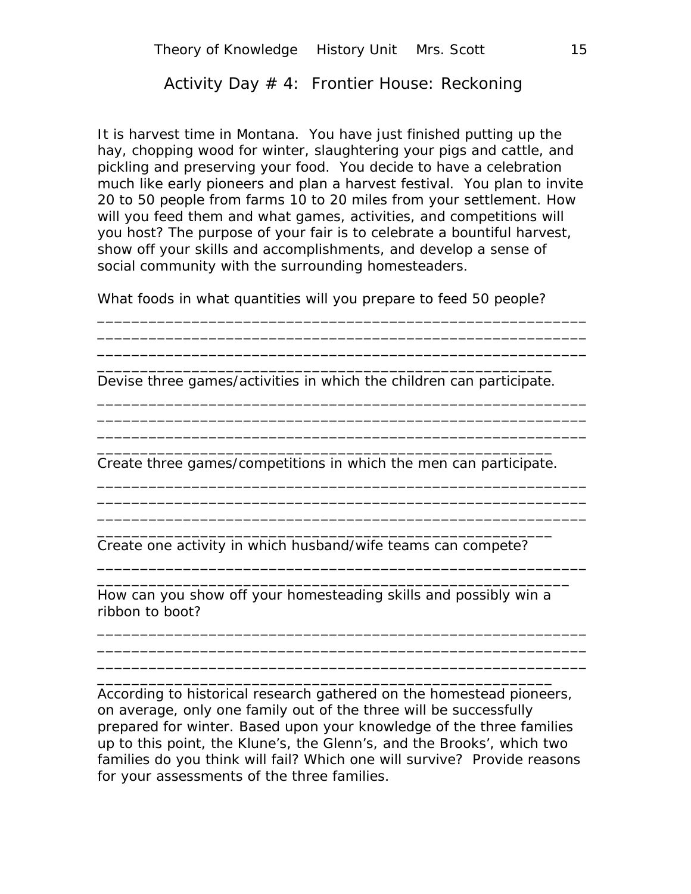## Activity Day # 4: Frontier House: Reckoning

It is harvest time in Montana. You have just finished putting up the hay, chopping wood for winter, slaughtering your pigs and cattle, and pickling and preserving your food. You decide to have a celebration much like early pioneers and plan a harvest festival. You plan to invite 20 to 50 people from farms 10 to 20 miles from your settlement. How will you feed them and what games, activities, and competitions will you host? The purpose of your fair is to celebrate a bountiful harvest, show off your skills and accomplishments, and develop a sense of social community with the surrounding homesteaders.

What foods in what quantities will you prepare to feed 50 people?

________________________________________________________
________________________________________________________
________________________________________________________
____________________________________________________

Devise three games/activities in which the children can participate.

________________________________________________________
________________________________________________________
________________________________________________________
____________________________________________________

Create three games/competitions in which the men can participate.

________________________________________________________
________________________________________________________
________________________________________________________
____________________________________________________

Create one activity in which husband/wife teams can compete?

________________________________________________________
______________________________________________________

How can you show off your homesteading skills and possibly win a ribbon to boot?

________________________________________________________
________________________________________________________
________________________________________________________
____________________________________________________

According to historical research gathered on the homestead pioneers, on average, only one family out of the three will be successfully prepared for winter. Based upon your knowledge of the three families up to this point, the Klune's, the Glenn's, and the Brooks', which two families do you think will fail? Which one will survive? Provide reasons for your assessments of the three families.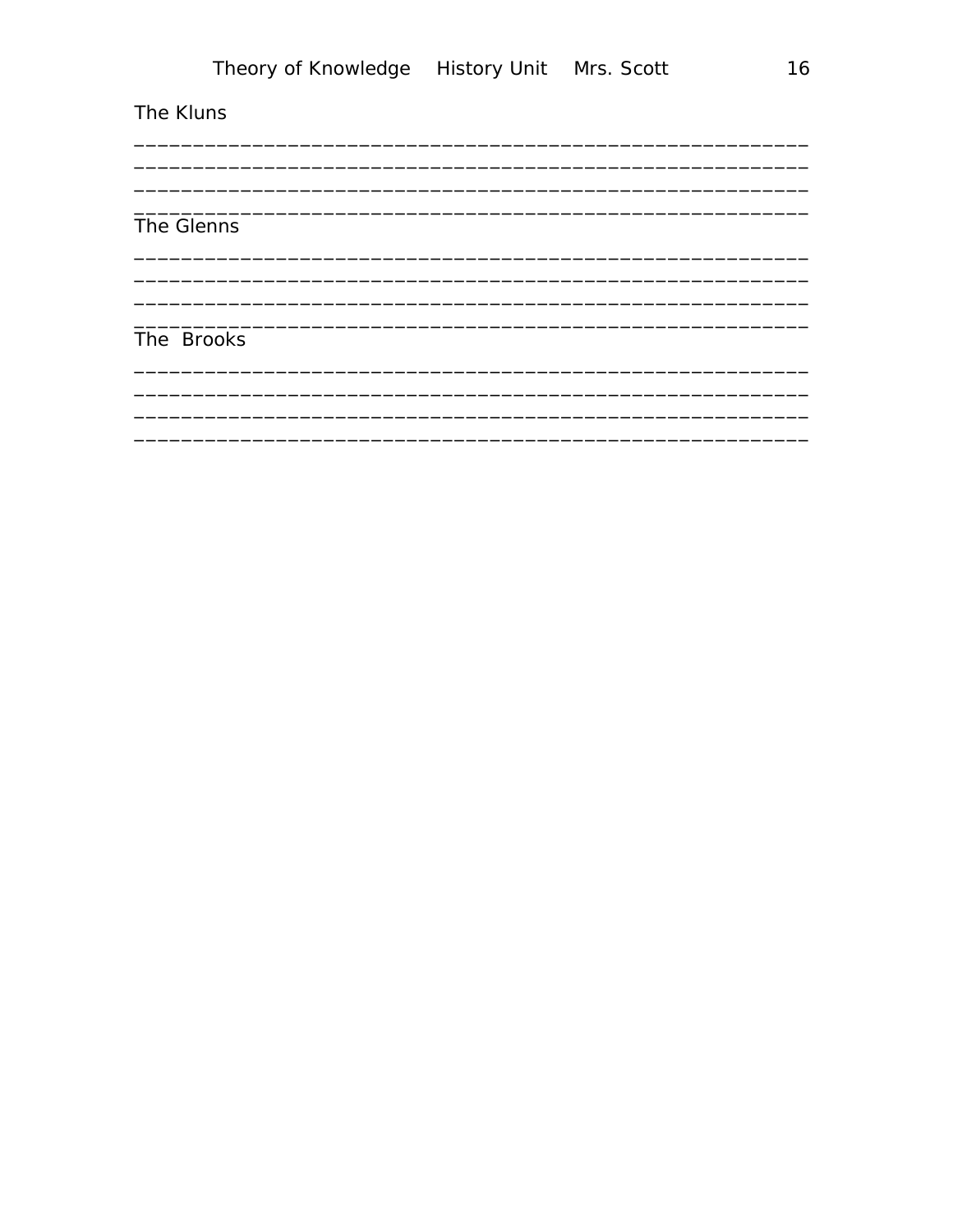The Kluns

\_\_\_\_\_\_\_\_\_\_\_\_\_\_\_\_\_\_\_\_\_\_\_\_\_\_\_\_\_\_\_\_\_\_\_\_\_\_\_\_\_\_\_\_\_\_\_\_\_\_\_\_\_\_\_\_\_\_
\_\_\_\_\_\_\_\_\_\_\_\_\_\_\_\_\_\_\_\_\_\_\_\_\_\_\_\_\_\_\_\_\_\_\_\_\_\_\_\_\_\_\_\_\_\_\_\_\_\_\_\_\_\_\_\_\_\_
\_\_\_\_\_\_\_\_\_\_\_\_\_\_\_\_\_\_\_\_\_\_\_\_\_\_\_\_\_\_\_\_\_\_\_\_\_\_\_\_\_\_\_\_\_\_\_\_\_\_\_\_\_\_\_\_\_\_
\_\_\_\_\_\_\_\_\_\_\_\_\_\_\_\_\_\_\_\_\_\_\_\_\_\_\_\_\_\_\_\_\_\_\_\_\_\_\_\_\_\_\_\_\_\_\_\_\_\_\_\_\_\_\_\_\_\_

The Glenns

\_\_\_\_\_\_\_\_\_\_\_\_\_\_\_\_\_\_\_\_\_\_\_\_\_\_\_\_\_\_\_\_\_\_\_\_\_\_\_\_\_\_\_\_\_\_\_\_\_\_\_\_\_\_\_\_\_\_
\_\_\_\_\_\_\_\_\_\_\_\_\_\_\_\_\_\_\_\_\_\_\_\_\_\_\_\_\_\_\_\_\_\_\_\_\_\_\_\_\_\_\_\_\_\_\_\_\_\_\_\_\_\_\_\_\_\_
\_\_\_\_\_\_\_\_\_\_\_\_\_\_\_\_\_\_\_\_\_\_\_\_\_\_\_\_\_\_\_\_\_\_\_\_\_\_\_\_\_\_\_\_\_\_\_\_\_\_\_\_\_\_\_\_\_\_
\_\_\_\_\_\_\_\_\_\_\_\_\_\_\_\_\_\_\_\_\_\_\_\_\_\_\_\_\_\_\_\_\_\_\_\_\_\_\_\_\_\_\_\_\_\_\_\_\_\_\_\_\_\_\_\_\_\_

The Brooks

\_\_\_\_\_\_\_\_\_\_\_\_\_\_\_\_\_\_\_\_\_\_\_\_\_\_\_\_\_\_\_\_\_\_\_\_\_\_\_\_\_\_\_\_\_\_\_\_\_\_\_\_\_\_\_\_\_\_
\_\_\_\_\_\_\_\_\_\_\_\_\_\_\_\_\_\_\_\_\_\_\_\_\_\_\_\_\_\_\_\_\_\_\_\_\_\_\_\_\_\_\_\_\_\_\_\_\_\_\_\_\_\_\_\_\_\_
\_\_\_\_\_\_\_\_\_\_\_\_\_\_\_\_\_\_\_\_\_\_\_\_\_\_\_\_\_\_\_\_\_\_\_\_\_\_\_\_\_\_\_\_\_\_\_\_\_\_\_\_\_\_\_\_\_\_
\_\_\_\_\_\_\_\_\_\_\_\_\_\_\_\_\_\_\_\_\_\_\_\_\_\_\_\_\_\_\_\_\_\_\_\_\_\_\_\_\_\_\_\_\_\_\_\_\_\_\_\_\_\_\_\_\_\_